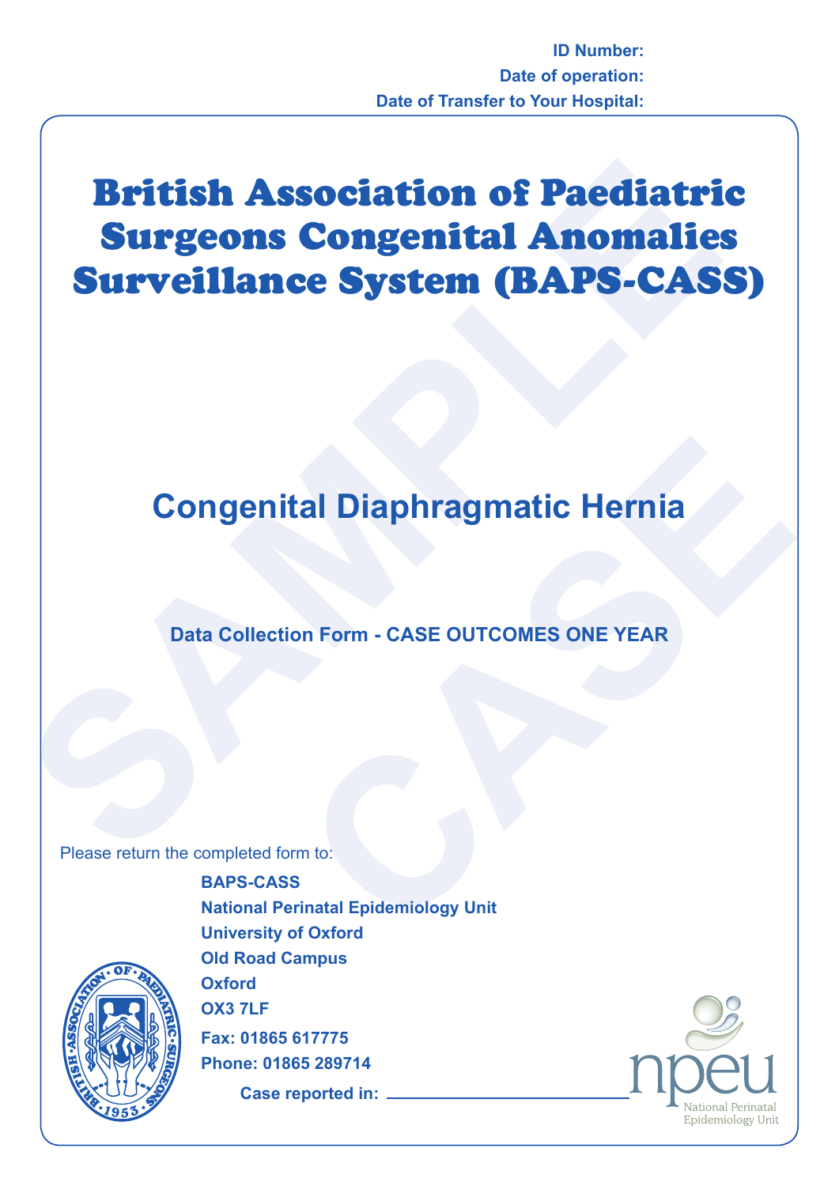**ID Number:**
**Date of operation:**
**Date of Transfer to Your Hospital:**

# British Association of Paediatric Surgeons Congenital Anomalies Surveillance System (BAPS-CASS)

SAMPLE CASE

## Congenital Diaphragmatic Hernia

### Data Collection Form - CASE OUTCOMES ONE YEAR

Please return the completed form to:

**BAPS-CASS**
**National Perinatal Epidemiology Unit**
**University of Oxford**
**Old Road Campus**
**Oxford**
**OX3 7LF**
**Fax: 01865 617775**
**Phone: 01865 289714**

**Case reported in:** ________________________

npeu
National Perinatal Epidemiology Unit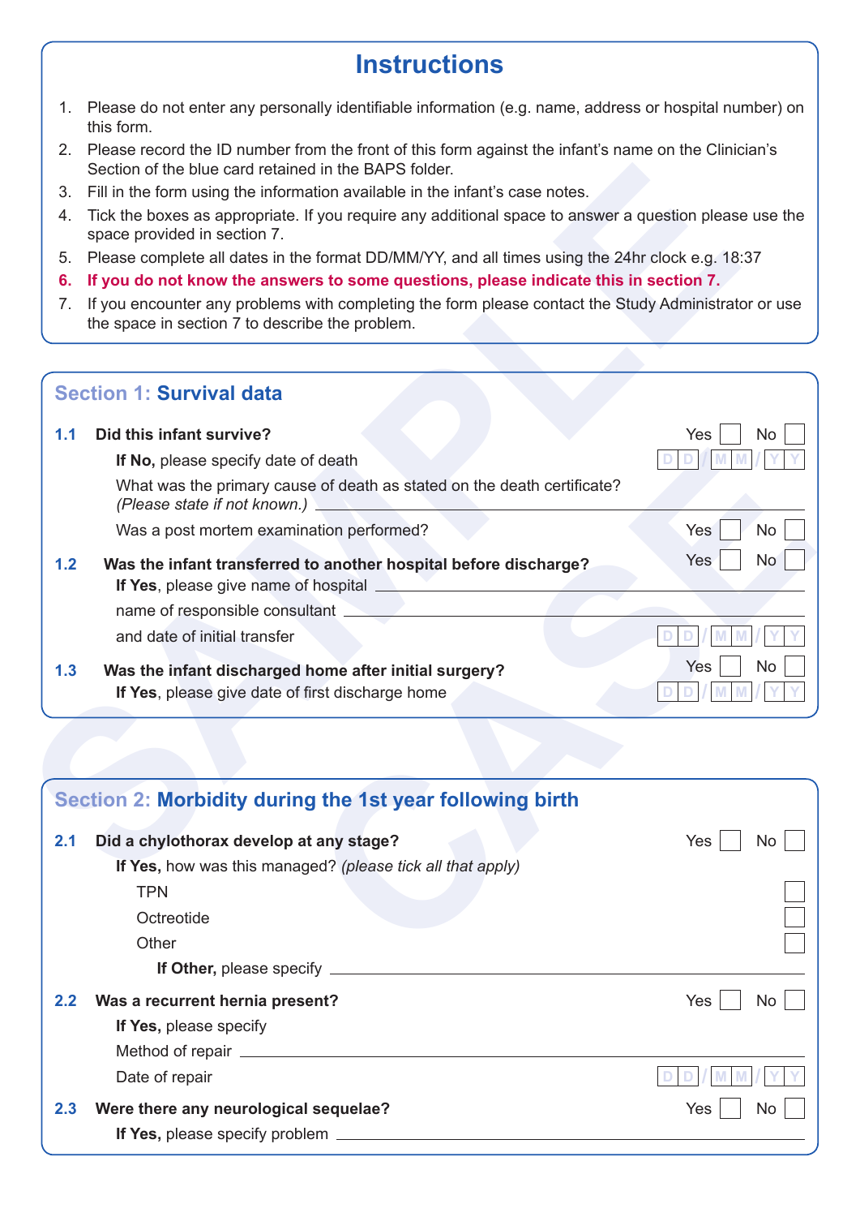# Instructions

1. Please do not enter any personally identifiable information (e.g. name, address or hospital number) on this form.
2. Please record the ID number from the front of this form against the infant's name on the Clinician's Section of the blue card retained in the BAPS folder.
3. Fill in the form using the information available in the infant's case notes.
4. Tick the boxes as appropriate. If you require any additional space to answer a question please use the space provided in section 7.
5. Please complete all dates in the format DD/MM/YY, and all times using the 24hr clock e.g. 18:37
6. **If you do not know the answers to some questions, please indicate this in section 7.**
7. If you encounter any problems with completing the form please contact the Study Administrator or use the space in section 7 to describe the problem.

## Section 1: Survival data

**1.1 Did this infant survive?** Yes ☐ No ☐

**If No,** please specify date of death DD/MM/YY

What was the primary cause of death as stated on the death certificate? *(Please state if not known.)* ______

Was a post mortem examination performed? Yes ☐ No ☐

**1.2 Was the infant transferred to another hospital before discharge?** Yes ☐ No ☐

**If Yes**, please give name of hospital ______

name of responsible consultant ______

and date of initial transfer DD/MM/YY

**1.3 Was the infant discharged home after initial surgery?** Yes ☐ No ☐

**If Yes**, please give date of first discharge home DD/MM/YY

## Section 2: Morbidity during the 1st year following birth

**2.1 Did a chylothorax develop at any stage?** Yes ☐ No ☐

**If Yes,** how was this managed? *(please tick all that apply)*

- TPN ☐
- Octreotide ☐
- Other ☐

**If Other,** please specify ______

**2.2 Was a recurrent hernia present?** Yes ☐ No ☐

**If Yes,** please specify

Method of repair ______

Date of repair DD/MM/YY

**2.3 Were there any neurological sequelae?** Yes ☐ No ☐

**If Yes,** please specify problem ______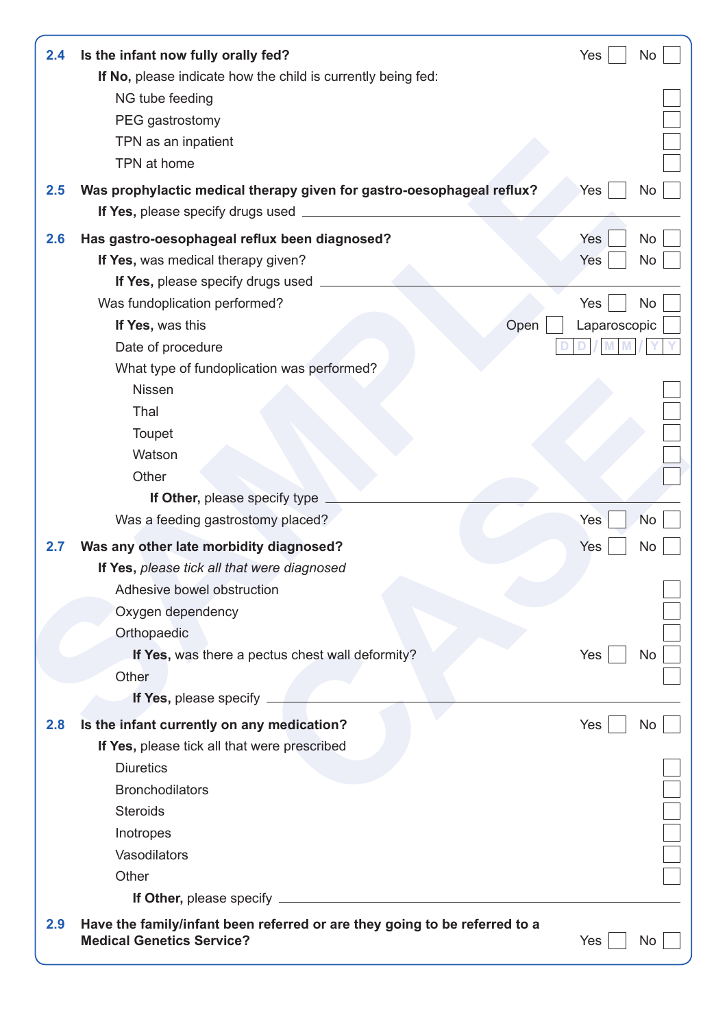**2.4 Is the infant now fully orally fed?** Yes ☐ No ☐

**If No,** please indicate how the child is currently being fed:

- NG tube feeding ☐
- PEG gastrostomy ☐
- TPN as an inpatient ☐
- TPN at home ☐

**2.5 Was prophylactic medical therapy given for gastro-oesophageal reflux?** Yes ☐ No ☐

**If Yes,** please specify drugs used ____________________

**2.6 Has gastro-oesophageal reflux been diagnosed?** Yes ☐ No ☐

**If Yes,** was medical therapy given? Yes ☐ No ☐

**If Yes,** please specify drugs used ____________________

Was fundoplication performed? Yes ☐ No ☐

**If Yes,** was this Open ☐ Laparoscopic ☐

Date of procedure D D / M M / Y Y

What type of fundoplication was performed?

- Nissen ☐
- Thal ☐
- Toupet ☐
- Watson ☐
- Other ☐

**If Other,** please specify type ____________________

Was a feeding gastrostomy placed? Yes ☐ No ☐

**2.7 Was any other late morbidity diagnosed?** Yes ☐ No ☐

**If Yes,** *please tick all that were diagnosed*

- Adhesive bowel obstruction ☐
- Oxygen dependency ☐
- Orthopaedic ☐
  - **If Yes,** was there a pectus chest wall deformity? Yes ☐ No ☐
- Other ☐
  - **If Yes,** please specify ____________________

**2.8 Is the infant currently on any medication?** Yes ☐ No ☐

**If Yes,** please tick all that were prescribed

- Diuretics ☐
- Bronchodilators ☐
- Steroids ☐
- Inotropes ☐
- Vasodilators ☐
- Other ☐
  - **If Other,** please specify ____________________

**2.9 Have the family/infant been referred or are they going to be referred to a Medical Genetics Service?** Yes ☐ No ☐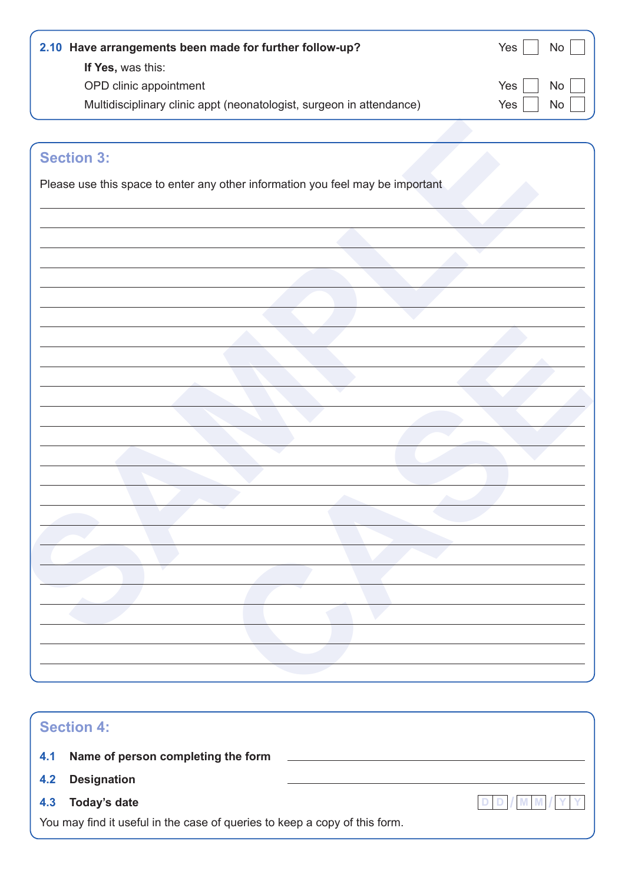**2.10 Have arrangements been made for further follow-up?** Yes ☐ No ☐

**If Yes,** was this:

OPD clinic appointment Yes ☐ No ☐

Multidisciplinary clinic appt (neonatologist, surgeon in attendance) Yes ☐ No ☐

## Section 3:

Please use this space to enter any other information you feel may be important

______________________________________________________________________

______________________________________________________________________

______________________________________________________________________

______________________________________________________________________

______________________________________________________________________

______________________________________________________________________

______________________________________________________________________

______________________________________________________________________

______________________________________________________________________

______________________________________________________________________

______________________________________________________________________

______________________________________________________________________

______________________________________________________________________

______________________________________________________________________

______________________________________________________________________

______________________________________________________________________

______________________________________________________________________

______________________________________________________________________

______________________________________________________________________

______________________________________________________________________

______________________________________________________________________

______________________________________________________________________

______________________________________________________________________

## Section 4:

**4.1 Name of person completing the form** ______________________________

**4.2 Designation** ______________________________

**4.3 Today's date** D D / M M / Y Y

You may find it useful in the case of queries to keep a copy of this form.

SAMPLE CASE